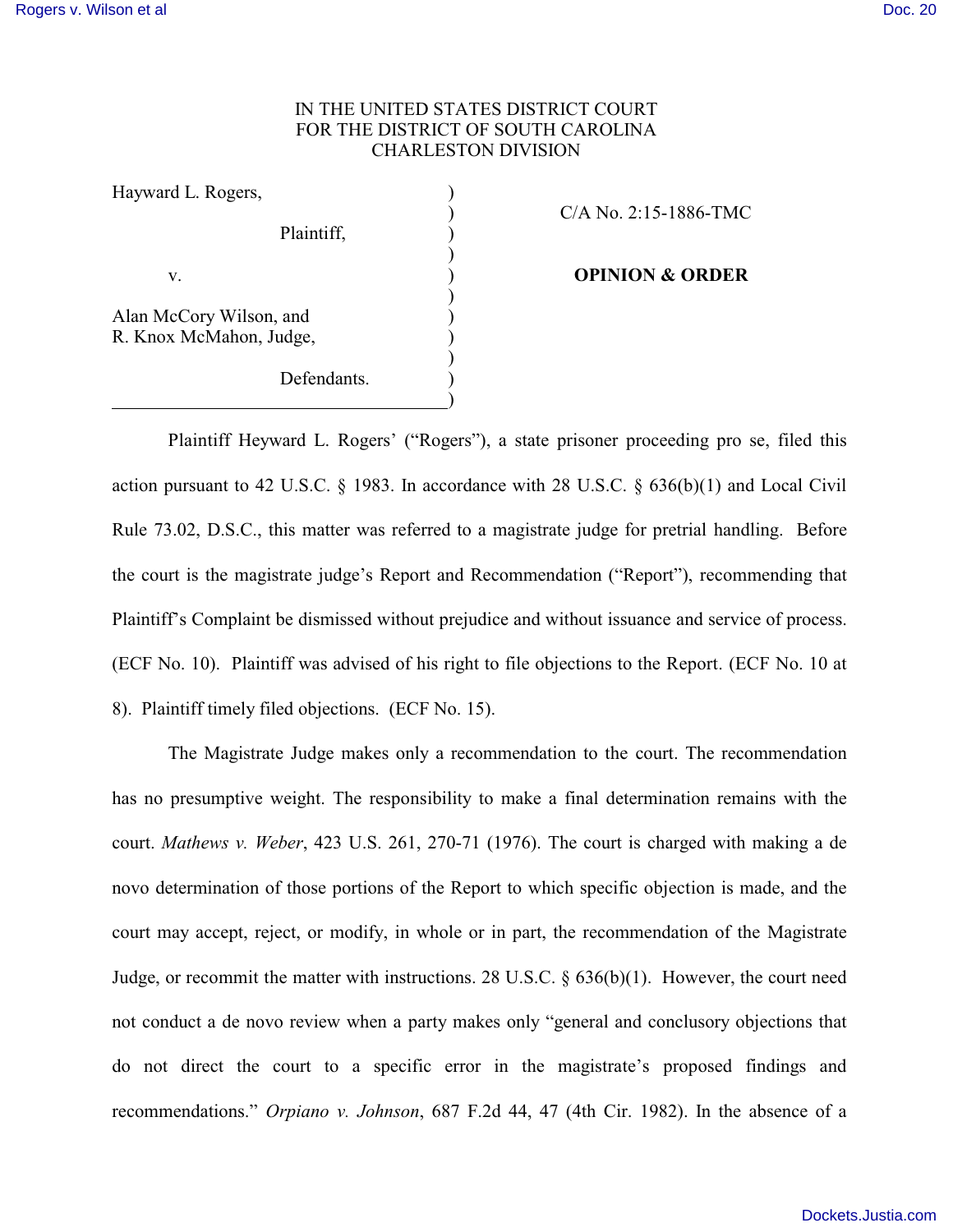IN THE UNITED STATES DISTRICT COURT
FOR THE DISTRICT OF SOUTH CAROLINA
CHARLESTON DIVISION

| | | |
|---|---|---|
| Hayward L. Rogers,<br><br>Plaintiff,<br><br>v.<br><br>Alan McCory Wilson, and<br>R. Knox McMahon, Judge,<br><br>Defendants. | ) | C/A No. 2:15-1886-TMC<br><br>**OPINION & ORDER** |

Plaintiff Heyward L. Rogers' ("Rogers"), a state prisoner proceeding pro se, filed this action pursuant to 42 U.S.C. § 1983. In accordance with 28 U.S.C. § 636(b)(1) and Local Civil Rule 73.02, D.S.C., this matter was referred to a magistrate judge for pretrial handling. Before the court is the magistrate judge's Report and Recommendation ("Report"), recommending that Plaintiff's Complaint be dismissed without prejudice and without issuance and service of process. (ECF No. 10). Plaintiff was advised of his right to file objections to the Report. (ECF No. 10 at 8). Plaintiff timely filed objections. (ECF No. 15).

The Magistrate Judge makes only a recommendation to the court. The recommendation has no presumptive weight. The responsibility to make a final determination remains with the court. *Mathews v. Weber*, 423 U.S. 261, 270-71 (1976). The court is charged with making a de novo determination of those portions of the Report to which specific objection is made, and the court may accept, reject, or modify, in whole or in part, the recommendation of the Magistrate Judge, or recommit the matter with instructions. 28 U.S.C. § 636(b)(1). However, the court need not conduct a de novo review when a party makes only "general and conclusory objections that do not direct the court to a specific error in the magistrate's proposed findings and recommendations." *Orpiano v. Johnson*, 687 F.2d 44, 47 (4th Cir. 1982). In the absence of a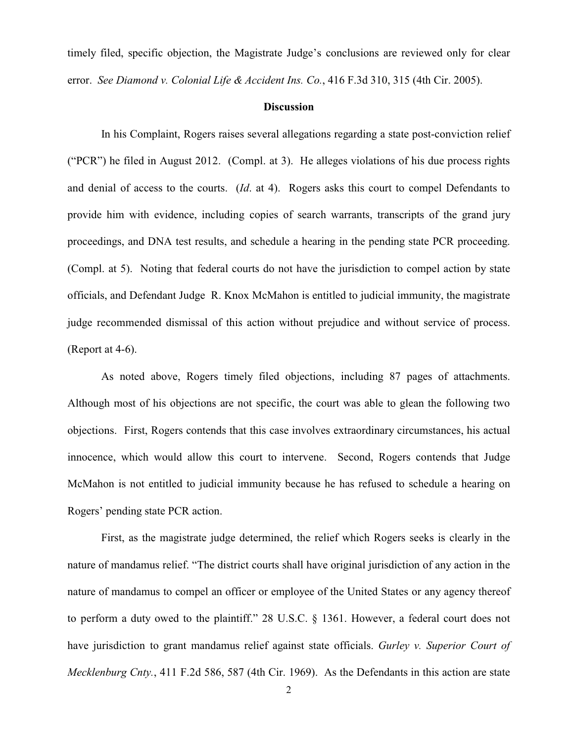timely filed, specific objection, the Magistrate Judge's conclusions are reviewed only for clear error. *See Diamond v. Colonial Life & Accident Ins. Co.*, 416 F.3d 310, 315 (4th Cir. 2005).

## Discussion

In his Complaint, Rogers raises several allegations regarding a state post-conviction relief ("PCR") he filed in August 2012. (Compl. at 3). He alleges violations of his due process rights and denial of access to the courts. (*Id*. at 4). Rogers asks this court to compel Defendants to provide him with evidence, including copies of search warrants, transcripts of the grand jury proceedings, and DNA test results, and schedule a hearing in the pending state PCR proceeding. (Compl. at 5). Noting that federal courts do not have the jurisdiction to compel action by state officials, and Defendant Judge R. Knox McMahon is entitled to judicial immunity, the magistrate judge recommended dismissal of this action without prejudice and without service of process. (Report at 4-6).

As noted above, Rogers timely filed objections, including 87 pages of attachments. Although most of his objections are not specific, the court was able to glean the following two objections. First, Rogers contends that this case involves extraordinary circumstances, his actual innocence, which would allow this court to intervene. Second, Rogers contends that Judge McMahon is not entitled to judicial immunity because he has refused to schedule a hearing on Rogers' pending state PCR action.

First, as the magistrate judge determined, the relief which Rogers seeks is clearly in the nature of mandamus relief. "The district courts shall have original jurisdiction of any action in the nature of mandamus to compel an officer or employee of the United States or any agency thereof to perform a duty owed to the plaintiff." 28 U.S.C. § 1361. However, a federal court does not have jurisdiction to grant mandamus relief against state officials. *Gurley v. Superior Court of Mecklenburg Cnty.*, 411 F.2d 586, 587 (4th Cir. 1969). As the Defendants in this action are state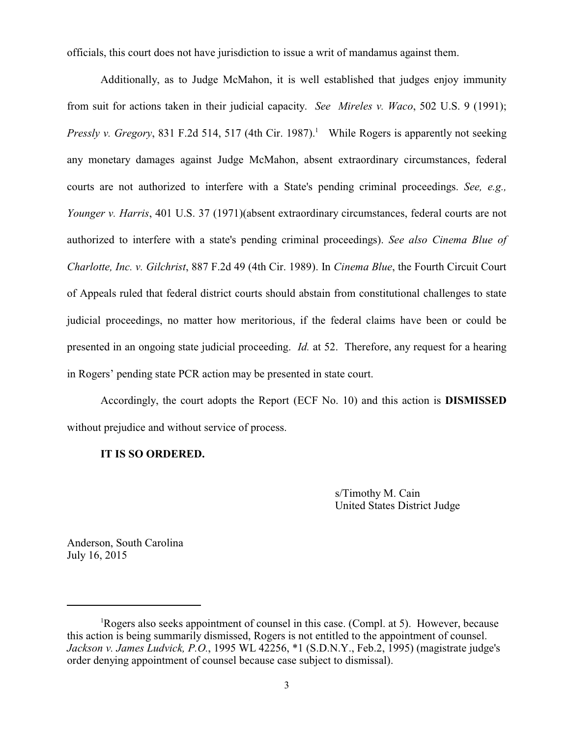officials, this court does not have jurisdiction to issue a writ of mandamus against them.

Additionally, as to Judge McMahon, it is well established that judges enjoy immunity from suit for actions taken in their judicial capacity. *See Mireles v. Waco*, 502 U.S. 9 (1991); *Pressly v. Gregory*, 831 F.2d 514, 517 (4th Cir. 1987).[1] While Rogers is apparently not seeking any monetary damages against Judge McMahon, absent extraordinary circumstances, federal courts are not authorized to interfere with a State's pending criminal proceedings. *See, e.g., Younger v. Harris*, 401 U.S. 37 (1971)(absent extraordinary circumstances, federal courts are not authorized to interfere with a state's pending criminal proceedings). *See also Cinema Blue of Charlotte, Inc. v. Gilchrist*, 887 F.2d 49 (4th Cir. 1989). In *Cinema Blue*, the Fourth Circuit Court of Appeals ruled that federal district courts should abstain from constitutional challenges to state judicial proceedings, no matter how meritorious, if the federal claims have been or could be presented in an ongoing state judicial proceeding. *Id.* at 52. Therefore, any request for a hearing in Rogers' pending state PCR action may be presented in state court.

Accordingly, the court adopts the Report (ECF No. 10) and this action is **DISMISSED** without prejudice and without service of process.

**IT IS SO ORDERED.**

s/Timothy M. Cain
United States District Judge

Anderson, South Carolina
July 16, 2015

---

[1] Rogers also seeks appointment of counsel in this case. (Compl. at 5). However, because this action is being summarily dismissed, Rogers is not entitled to the appointment of counsel. *Jackson v. James Ludvick, P.O.*, 1995 WL 42256, *1 (S.D.N.Y., Feb.2, 1995) (magistrate judge's order denying appointment of counsel because case subject to dismissal).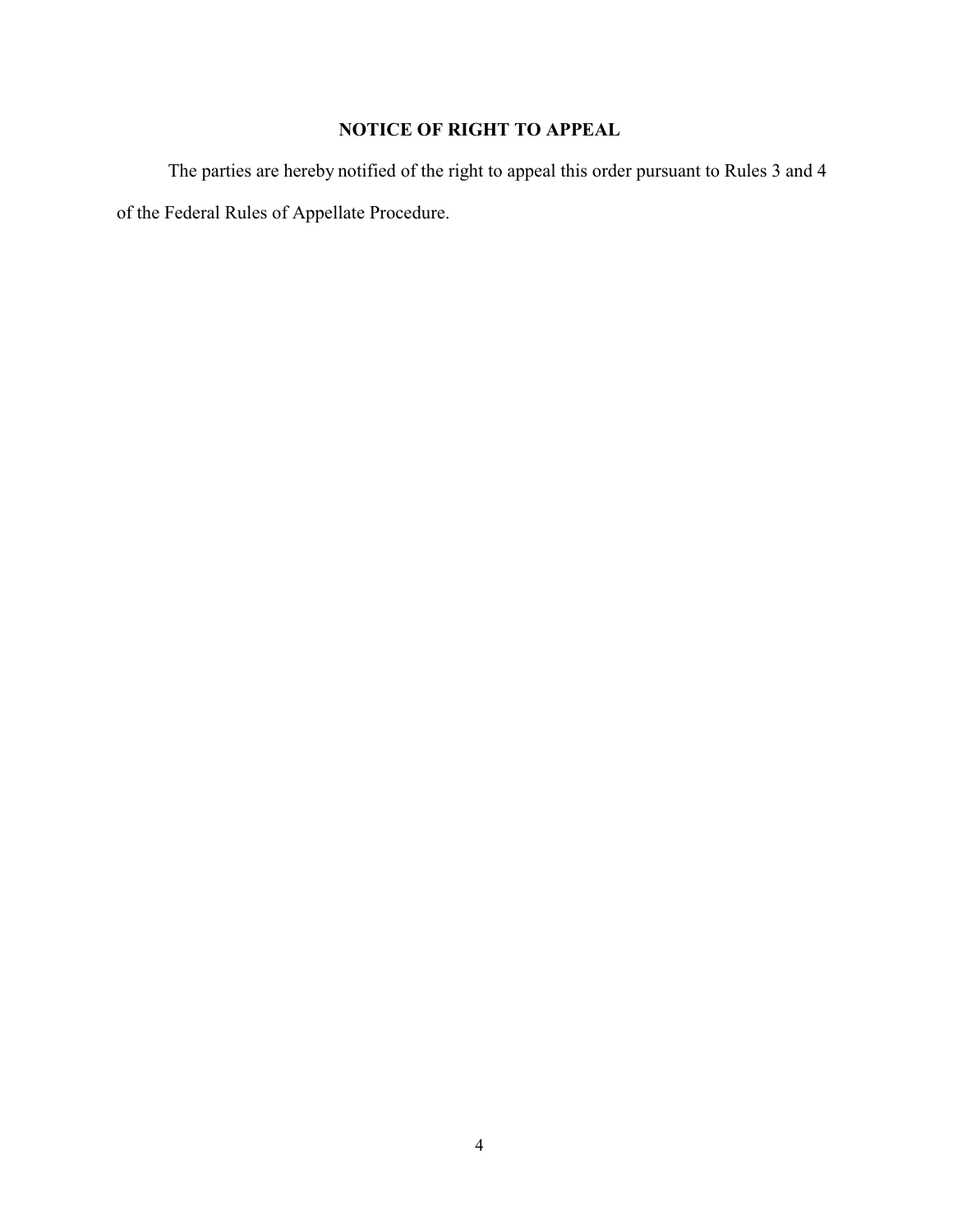## NOTICE OF RIGHT TO APPEAL

The parties are hereby notified of the right to appeal this order pursuant to Rules 3 and 4 of the Federal Rules of Appellate Procedure.